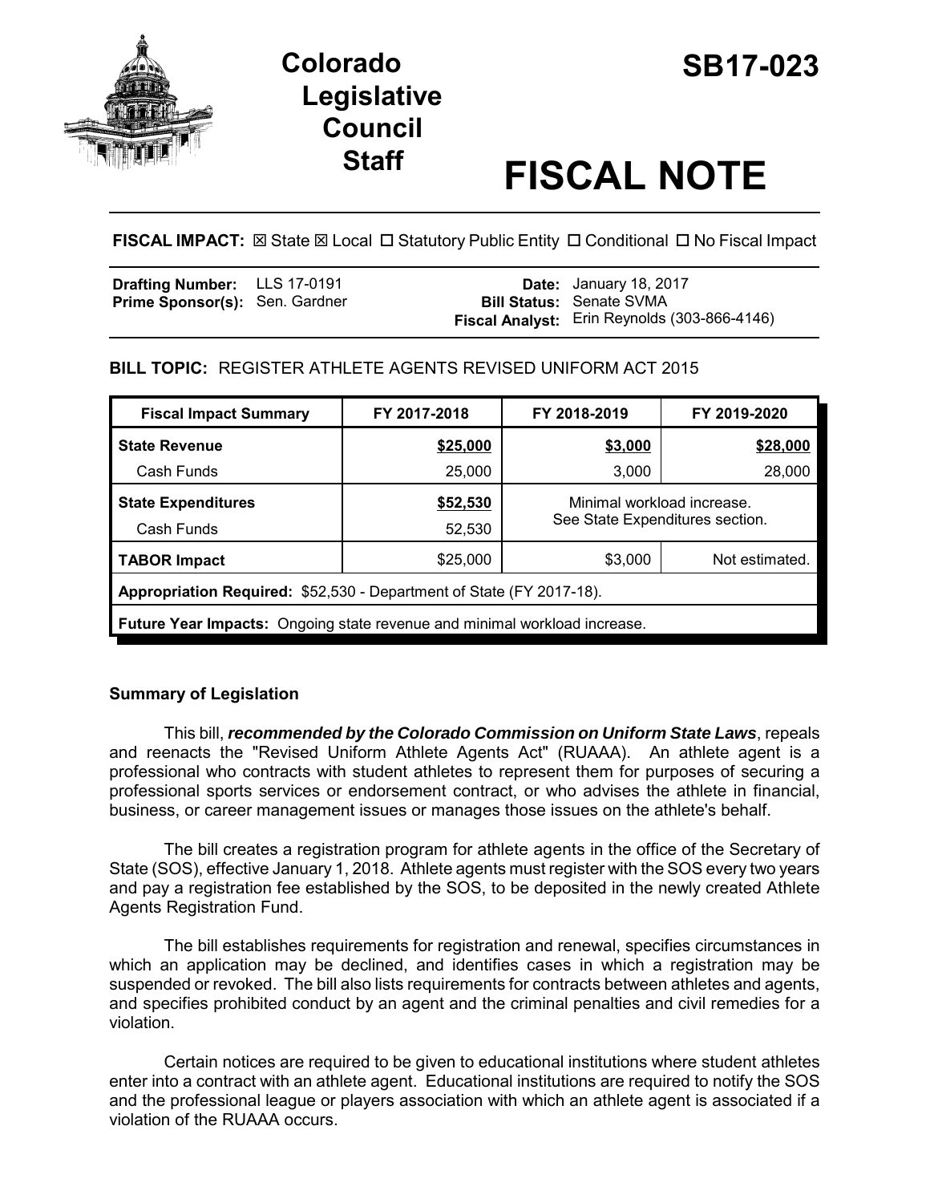# Colorado Legislative Council Staff

# SB17-023

# FISCAL NOTE

**FISCAL IMPACT:** ☒ State ☒ Local ☐ Statutory Public Entity ☐ Conditional ☐ No Fiscal Impact

| | | | |
|---|---|---|---|
| **Drafting Number:** | LLS 17-0191 | **Date:** | January 18, 2017 |
| **Prime Sponsor(s):** | Sen. Gardner | **Bill Status:** | Senate SVMA |
| | | **Fiscal Analyst:** | Erin Reynolds (303-866-4146) |

**BILL TOPIC:** REGISTER ATHLETE AGENTS REVISED UNIFORM ACT 2015

| Fiscal Impact Summary | FY 2017-2018 | FY 2018-2019 | FY 2019-2020 |
|---|---|---|---|
| **State Revenue** | **$25,000** | **$3,000** | **$28,000** |
| Cash Funds | 25,000 | 3,000 | 28,000 |
| **State Expenditures** | **$52,530** | Minimal workload increase. See State Expenditures section. | |
| Cash Funds | 52,530 | | |
| **TABOR Impact** | $25,000 | $3,000 | Not estimated. |
| **Appropriation Required:** $52,530 - Department of State (FY 2017-18). | | | |
| **Future Year Impacts:** Ongoing state revenue and minimal workload increase. | | | |

## Summary of Legislation

This bill, ***recommended by the Colorado Commission on Uniform State Laws***, repeals and reenacts the "Revised Uniform Athlete Agents Act" (RUAAA). An athlete agent is a professional who contracts with student athletes to represent them for purposes of securing a professional sports services or endorsement contract, or who advises the athlete in financial, business, or career management issues or manages those issues on the athlete's behalf.

The bill creates a registration program for athlete agents in the office of the Secretary of State (SOS), effective January 1, 2018. Athlete agents must register with the SOS every two years and pay a registration fee established by the SOS, to be deposited in the newly created Athlete Agents Registration Fund.

The bill establishes requirements for registration and renewal, specifies circumstances in which an application may be declined, and identifies cases in which a registration may be suspended or revoked. The bill also lists requirements for contracts between athletes and agents, and specifies prohibited conduct by an agent and the criminal penalties and civil remedies for a violation.

Certain notices are required to be given to educational institutions where student athletes enter into a contract with an athlete agent. Educational institutions are required to notify the SOS and the professional league or players association with which an athlete agent is associated if a violation of the RUAAA occurs.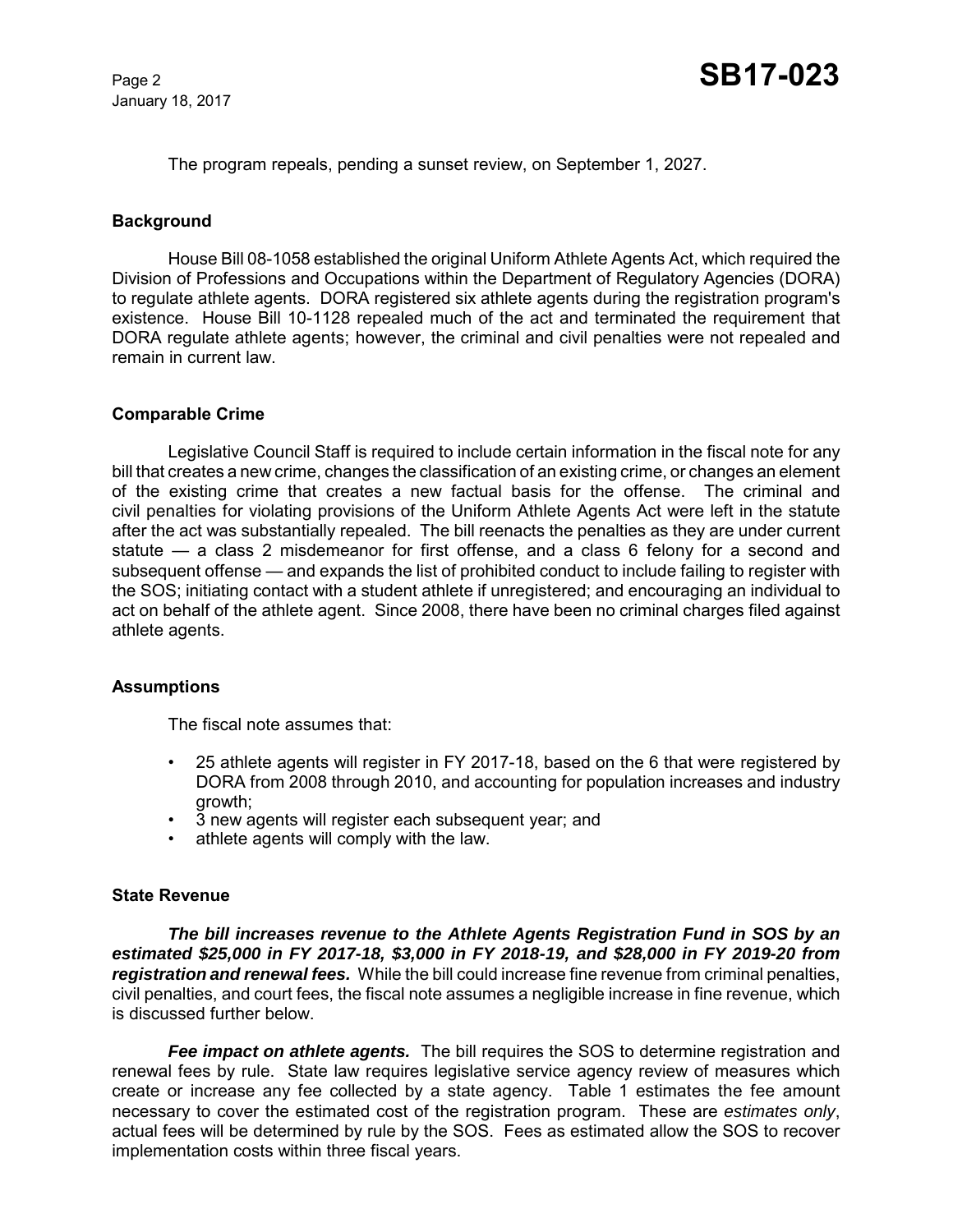The program repeals, pending a sunset review, on September 1, 2027.

**Background**

House Bill 08-1058 established the original Uniform Athlete Agents Act, which required the Division of Professions and Occupations within the Department of Regulatory Agencies (DORA) to regulate athlete agents. DORA registered six athlete agents during the registration program's existence. House Bill 10-1128 repealed much of the act and terminated the requirement that DORA regulate athlete agents; however, the criminal and civil penalties were not repealed and remain in current law.

**Comparable Crime**

Legislative Council Staff is required to include certain information in the fiscal note for any bill that creates a new crime, changes the classification of an existing crime, or changes an element of the existing crime that creates a new factual basis for the offense. The criminal and civil penalties for violating provisions of the Uniform Athlete Agents Act were left in the statute after the act was substantially repealed. The bill reenacts the penalties as they are under current statute — a class 2 misdemeanor for first offense, and a class 6 felony for a second and subsequent offense — and expands the list of prohibited conduct to include failing to register with the SOS; initiating contact with a student athlete if unregistered; and encouraging an individual to act on behalf of the athlete agent. Since 2008, there have been no criminal charges filed against athlete agents.

**Assumptions**

The fiscal note assumes that:

- 25 athlete agents will register in FY 2017-18, based on the 6 that were registered by DORA from 2008 through 2010, and accounting for population increases and industry growth;
- 3 new agents will register each subsequent year; and
- athlete agents will comply with the law.

**State Revenue**

***The bill increases revenue to the Athlete Agents Registration Fund in SOS by an estimated $25,000 in FY 2017-18, $3,000 in FY 2018-19, and $28,000 in FY 2019-20 from registration and renewal fees.*** While the bill could increase fine revenue from criminal penalties, civil penalties, and court fees, the fiscal note assumes a negligible increase in fine revenue, which is discussed further below.

***Fee impact on athlete agents.*** The bill requires the SOS to determine registration and renewal fees by rule. State law requires legislative service agency review of measures which create or increase any fee collected by a state agency. Table 1 estimates the fee amount necessary to cover the estimated cost of the registration program. These are *estimates only*, actual fees will be determined by rule by the SOS. Fees as estimated allow the SOS to recover implementation costs within three fiscal years.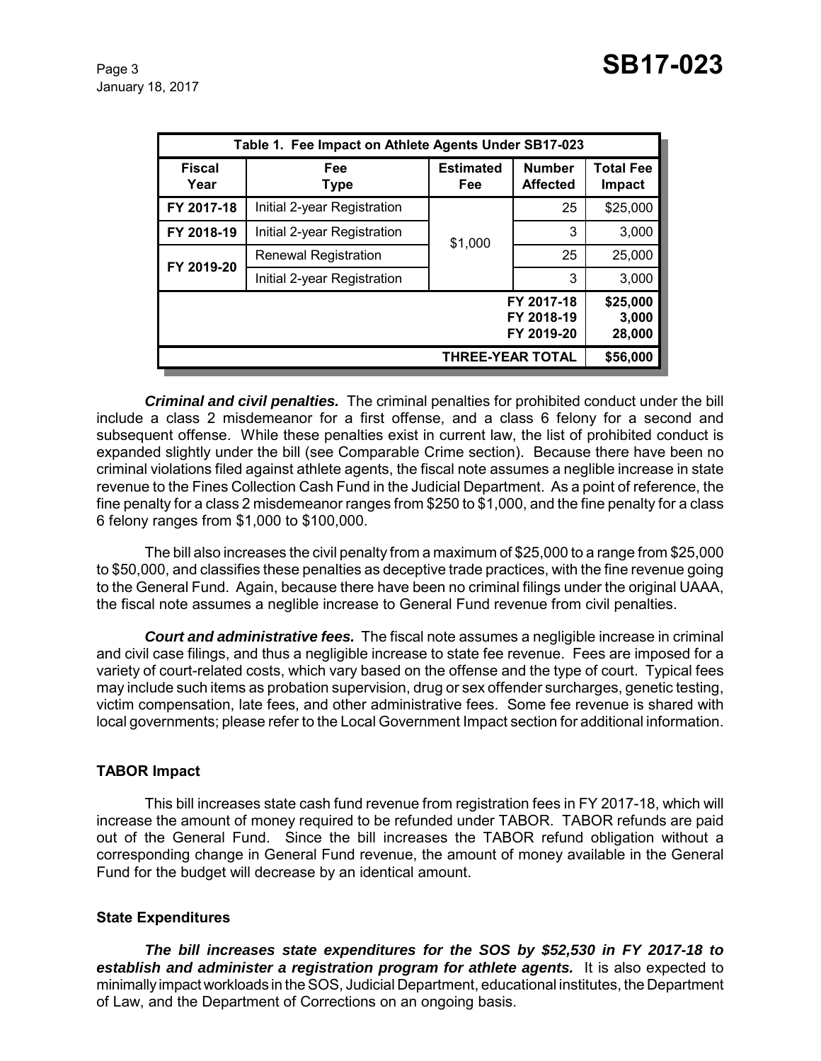| Table 1. Fee Impact on Athlete Agents Under SB17-023 | | | | |
|---|---|---|---|---|
| **Fiscal Year** | **Fee Type** | **Estimated Fee** | **Number Affected** | **Total Fee Impact** |
| FY 2017-18 | Initial 2-year Registration | $1,000 | 25 | $25,000 |
| FY 2018-19 | Initial 2-year Registration | | 3 | 3,000 |
| FY 2019-20 | Renewal Registration | | 25 | 25,000 |
| | Initial 2-year Registration | | 3 | 3,000 |
| | | | FY 2017-18 | $25,000 |
| | | | FY 2018-19 | 3,000 |
| | | | FY 2019-20 | 28,000 |
| | | | **THREE-YEAR TOTAL** | **$56,000** |

***Criminal and civil penalties.*** The criminal penalties for prohibited conduct under the bill include a class 2 misdemeanor for a first offense, and a class 6 felony for a second and subsequent offense. While these penalties exist in current law, the list of prohibited conduct is expanded slightly under the bill (see Comparable Crime section). Because there have been no criminal violations filed against athlete agents, the fiscal note assumes a neglible increase in state revenue to the Fines Collection Cash Fund in the Judicial Department. As a point of reference, the fine penalty for a class 2 misdemeanor ranges from $250 to $1,000, and the fine penalty for a class 6 felony ranges from $1,000 to $100,000.

The bill also increases the civil penalty from a maximum of $25,000 to a range from $25,000 to $50,000, and classifies these penalties as deceptive trade practices, with the fine revenue going to the General Fund. Again, because there have been no criminal filings under the original UAAA, the fiscal note assumes a neglible increase to General Fund revenue from civil penalties.

***Court and administrative fees.*** The fiscal note assumes a negligible increase in criminal and civil case filings, and thus a negligible increase to state fee revenue. Fees are imposed for a variety of court-related costs, which vary based on the offense and the type of court. Typical fees may include such items as probation supervision, drug or sex offender surcharges, genetic testing, victim compensation, late fees, and other administrative fees. Some fee revenue is shared with local governments; please refer to the Local Government Impact section for additional information.

### TABOR Impact

This bill increases state cash fund revenue from registration fees in FY 2017-18, which will increase the amount of money required to be refunded under TABOR. TABOR refunds are paid out of the General Fund. Since the bill increases the TABOR refund obligation without a corresponding change in General Fund revenue, the amount of money available in the General Fund for the budget will decrease by an identical amount.

### State Expenditures

***The bill increases state expenditures for the SOS by $52,530 in FY 2017-18 to establish and administer a registration program for athlete agents.*** It is also expected to minimally impact workloads in the SOS, Judicial Department, educational institutes, the Department of Law, and the Department of Corrections on an ongoing basis.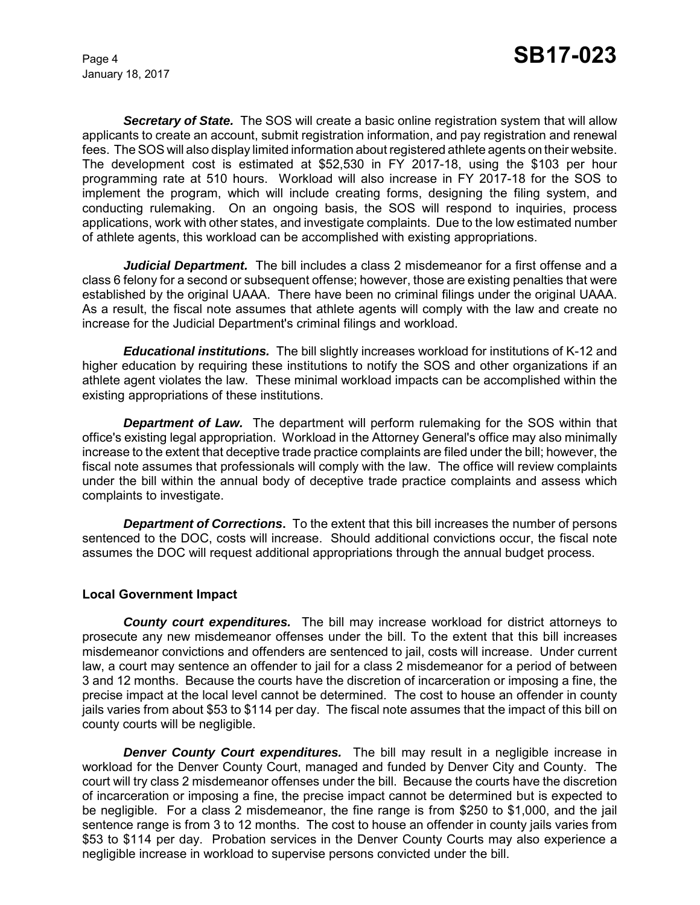***Secretary of State.*** The SOS will create a basic online registration system that will allow applicants to create an account, submit registration information, and pay registration and renewal fees. The SOS will also display limited information about registered athlete agents on their website. The development cost is estimated at $52,530 in FY 2017-18, using the $103 per hour programming rate at 510 hours. Workload will also increase in FY 2017-18 for the SOS to implement the program, which will include creating forms, designing the filing system, and conducting rulemaking. On an ongoing basis, the SOS will respond to inquiries, process applications, work with other states, and investigate complaints. Due to the low estimated number of athlete agents, this workload can be accomplished with existing appropriations.

***Judicial Department.*** The bill includes a class 2 misdemeanor for a first offense and a class 6 felony for a second or subsequent offense; however, those are existing penalties that were established by the original UAAA. There have been no criminal filings under the original UAAA. As a result, the fiscal note assumes that athlete agents will comply with the law and create no increase for the Judicial Department's criminal filings and workload.

***Educational institutions.*** The bill slightly increases workload for institutions of K-12 and higher education by requiring these institutions to notify the SOS and other organizations if an athlete agent violates the law. These minimal workload impacts can be accomplished within the existing appropriations of these institutions.

***Department of Law.*** The department will perform rulemaking for the SOS within that office's existing legal appropriation. Workload in the Attorney General's office may also minimally increase to the extent that deceptive trade practice complaints are filed under the bill; however, the fiscal note assumes that professionals will comply with the law. The office will review complaints under the bill within the annual body of deceptive trade practice complaints and assess which complaints to investigate.

***Department of Corrections*.** To the extent that this bill increases the number of persons sentenced to the DOC, costs will increase. Should additional convictions occur, the fiscal note assumes the DOC will request additional appropriations through the annual budget process.

**Local Government Impact**

***County court expenditures.*** The bill may increase workload for district attorneys to prosecute any new misdemeanor offenses under the bill. To the extent that this bill increases misdemeanor convictions and offenders are sentenced to jail, costs will increase. Under current law, a court may sentence an offender to jail for a class 2 misdemeanor for a period of between 3 and 12 months. Because the courts have the discretion of incarceration or imposing a fine, the precise impact at the local level cannot be determined. The cost to house an offender in county jails varies from about $53 to $114 per day. The fiscal note assumes that the impact of this bill on county courts will be negligible.

***Denver County Court expenditures.*** The bill may result in a negligible increase in workload for the Denver County Court, managed and funded by Denver City and County. The court will try class 2 misdemeanor offenses under the bill. Because the courts have the discretion of incarceration or imposing a fine, the precise impact cannot be determined but is expected to be negligible. For a class 2 misdemeanor, the fine range is from $250 to $1,000, and the jail sentence range is from 3 to 12 months. The cost to house an offender in county jails varies from $53 to $114 per day. Probation services in the Denver County Courts may also experience a negligible increase in workload to supervise persons convicted under the bill.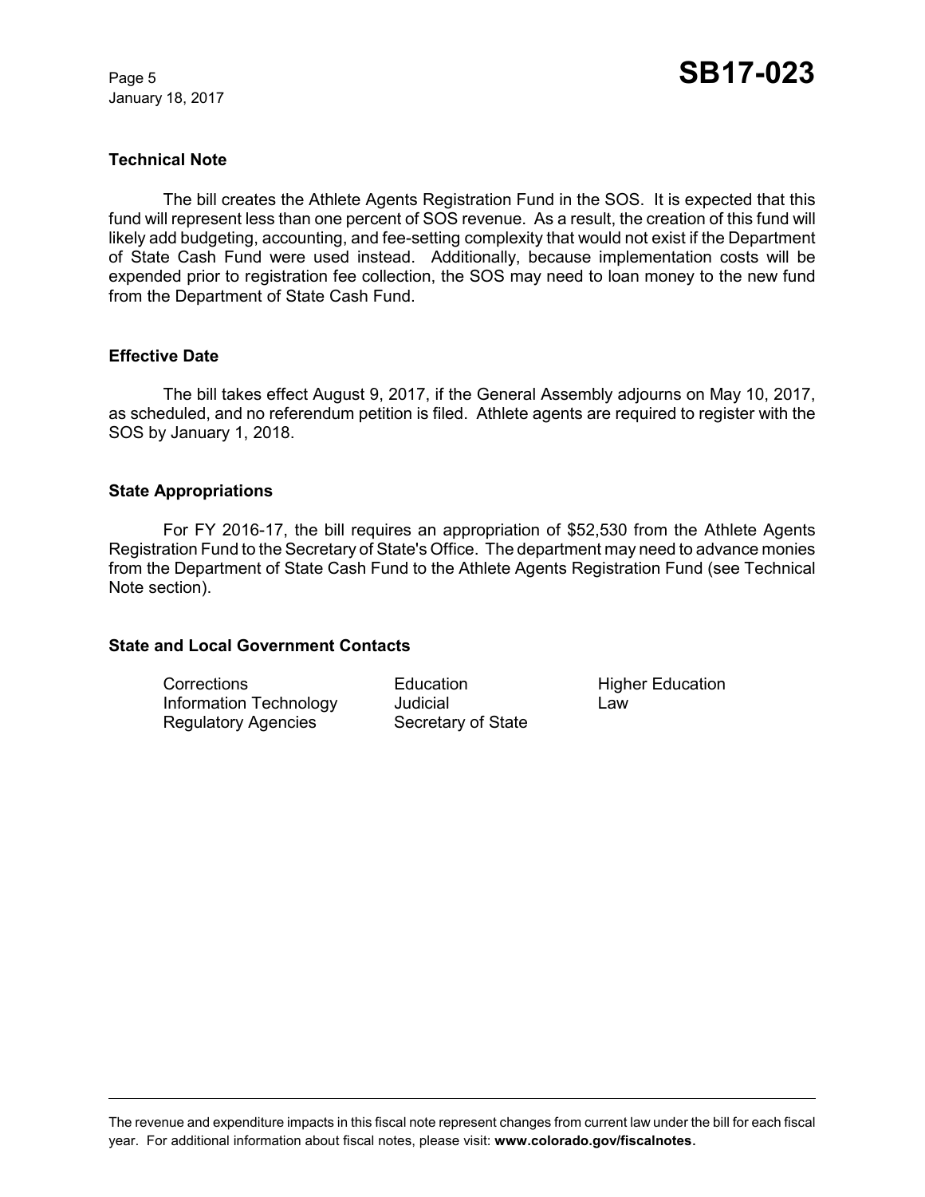### Technical Note

The bill creates the Athlete Agents Registration Fund in the SOS. It is expected that this fund will represent less than one percent of SOS revenue. As a result, the creation of this fund will likely add budgeting, accounting, and fee-setting complexity that would not exist if the Department of State Cash Fund were used instead. Additionally, because implementation costs will be expended prior to registration fee collection, the SOS may need to loan money to the new fund from the Department of State Cash Fund.

### Effective Date

The bill takes effect August 9, 2017, if the General Assembly adjourns on May 10, 2017, as scheduled, and no referendum petition is filed. Athlete agents are required to register with the SOS by January 1, 2018.

### State Appropriations

For FY 2016-17, the bill requires an appropriation of $52,530 from the Athlete Agents Registration Fund to the Secretary of State's Office. The department may need to advance monies from the Department of State Cash Fund to the Athlete Agents Registration Fund (see Technical Note section).

### State and Local Government Contacts

| | | |
|---|---|---|
| Corrections | Education | Higher Education |
| Information Technology | Judicial | Law |
| Regulatory Agencies | Secretary of State | |

The revenue and expenditure impacts in this fiscal note represent changes from current law under the bill for each fiscal year. For additional information about fiscal notes, please visit: **www.colorado.gov/fiscalnotes.**